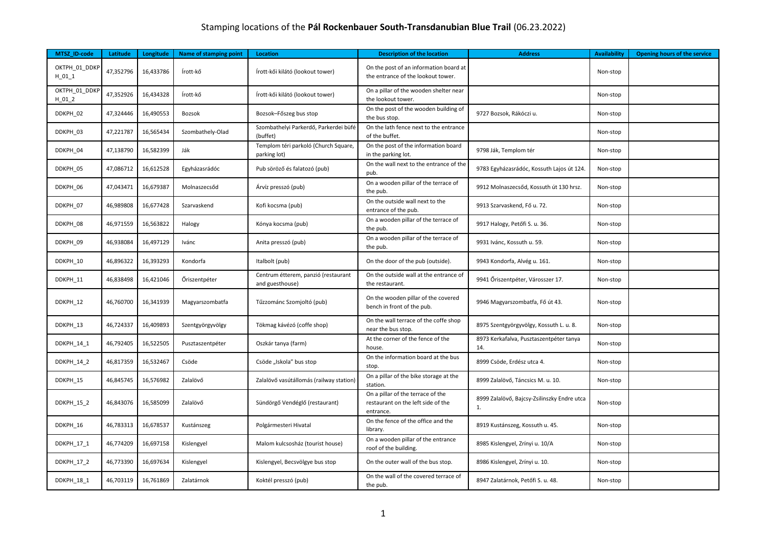Stamping locations of the **Pál Rockenbauer South-Transdanubian Blue Trail** (06.23.2022)

| MTSZ_ID-code | Latitude | Longitude | Name of stamping point | Location | Description of the location | Address | Availability | Opening hours of the service |
|---|---|---|---|---|---|---|---|---|
| OKTPH_01_DDKPH_01_1 | 47,352796 | 16,433786 | Írott-kő | Írott-kői kilátó (lookout tower) | On the post of an information board at the entrance of the lookout tower. | | Non-stop | |
| OKTPH_01_DDKPH_01_2 | 47,352926 | 16,434328 | Írott-kő | Írott-kői kilátó (lookout tower) | On a pillar of the wooden shelter near the lookout tower. | | Non-stop | |
| DDKPH_02 | 47,324446 | 16,490553 | Bozsok | Bozsok–Főszeg bus stop | On the post of the wooden building of the bus stop. | 9727 Bozsok, Rákóczi u. | Non-stop | |
| DDKPH_03 | 47,221787 | 16,565434 | Szombathely-Olad | Szombathelyi Parkerdő, Parkerdei büfé (buffet) | On the lath fence next to the entrance of the buffet. | | Non-stop | |
| DDKPH_04 | 47,138790 | 16,582399 | Ják | Templom téri parkoló (Church Square, parking lot) | On the post of the information board in the parking lot. | 9798 Ják, Templom tér | Non-stop | |
| DDKPH_05 | 47,086712 | 16,612528 | Egyházasrádóc | Pub söröző és falatozó (pub) | On the wall next to the entrance of the pub. | 9783 Egyházasrádóc, Kossuth Lajos út 124. | Non-stop | |
| DDKPH_06 | 47,043471 | 16,679387 | Molnaszecsőd | Árvíz presszó (pub) | On a wooden pillar of the terrace of the pub. | 9912 Molnaszecsőd, Kossuth út 130 hrsz. | Non-stop | |
| DDKPH_07 | 46,989808 | 16,677428 | Szarvaskend | Kofi kocsma (pub) | On the outside wall next to the entrance of the pub. | 9913 Szarvaskend, Fő u. 72. | Non-stop | |
| DDKPH_08 | 46,971559 | 16,563822 | Halogy | Kónya kocsma (pub) | On a wooden pillar of the terrace of the pub. | 9917 Halogy, Petőfi S. u. 36. | Non-stop | |
| DDKPH_09 | 46,938084 | 16,497129 | Ivánc | Anita presszó (pub) | On a wooden pillar of the terrace of the pub. | 9931 Ivánc, Kossuth u. 59. | Non-stop | |
| DDKPH_10 | 46,896322 | 16,393293 | Kondorfa | Italbolt (pub) | On the door of the pub (outside). | 9943 Kondorfa, Alvég u. 161. | Non-stop | |
| DDKPH_11 | 46,838498 | 16,421046 | Őriszentpéter | Centrum étterem, panzió (restaurant and guesthouse) | On the outside wall at the entrance of the restaurant. | 9941 Őriszentpéter, Városszer 17. | Non-stop | |
| DDKPH_12 | 46,760700 | 16,341939 | Magyarszombatfa | Tűzzománc Szomjoltó (pub) | On the wooden pillar of the covered bench in front of the pub. | 9946 Magyarszombatfa, Fő út 43. | Non-stop | |
| DDKPH_13 | 46,724337 | 16,409893 | Szentgyörgyvölgy | Tökmag kávézó (coffe shop) | On the wall terrace of the coffe shop near the bus stop. | 8975 Szentgyörgyvölgy, Kossuth L. u. 8. | Non-stop | |
| DDKPH_14_1 | 46,792405 | 16,522505 | Pusztaszentpéter | Oszkár tanya (farm) | At the corner of the fence of the house. | 8973 Kerkafalva, Pusztaszentpéter tanya 14. | Non-stop | |
| DDKPH_14_2 | 46,817359 | 16,532467 | Csöde | Csöde „Iskola" bus stop | On the information board at the bus stop. | 8999 Csöde, Erdész utca 4. | Non-stop | |
| DDKPH_15 | 46,845745 | 16,576982 | Zalalövő | Zalalövő vasútállomás (railway station) | On a pillar of the bike storage at the station. | 8999 Zalalövő, Táncsics M. u. 10. | Non-stop | |
| DDKPH_15_2 | 46,843076 | 16,585099 | Zalalövő | Sündörgő Vendéglő (restaurant) | On a pillar of the terrace of the restaurant on the left side of the entrance. | 8999 Zalalövő, Bajcsy-Zsilinszky Endre utca 1. | Non-stop | |
| DDKPH_16 | 46,783313 | 16,678537 | Kustánszeg | Polgármesteri Hivatal | On the fence of the office and the library. | 8919 Kustánszeg, Kossuth u. 45. | Non-stop | |
| DDKPH_17_1 | 46,774209 | 16,697158 | Kislengyel | Malom kulcsosház (tourist house) | On a wooden pillar of the entrance roof of the building. | 8985 Kislengyel, Zrínyi u. 10/A | Non-stop | |
| DDKPH_17_2 | 46,773390 | 16,697634 | Kislengyel | Kislengyel, Becsvölgye bus stop | On the outer wall of the bus stop. | 8986 Kislengyel, Zrínyi u. 10. | Non-stop | |
| DDKPH_18_1 | 46,703119 | 16,761869 | Zalatárnok | Koktél presszó (pub) | On the wall of the covered terrace of the pub. | 8947 Zalatárnok, Petőfi S. u. 48. | Non-stop | |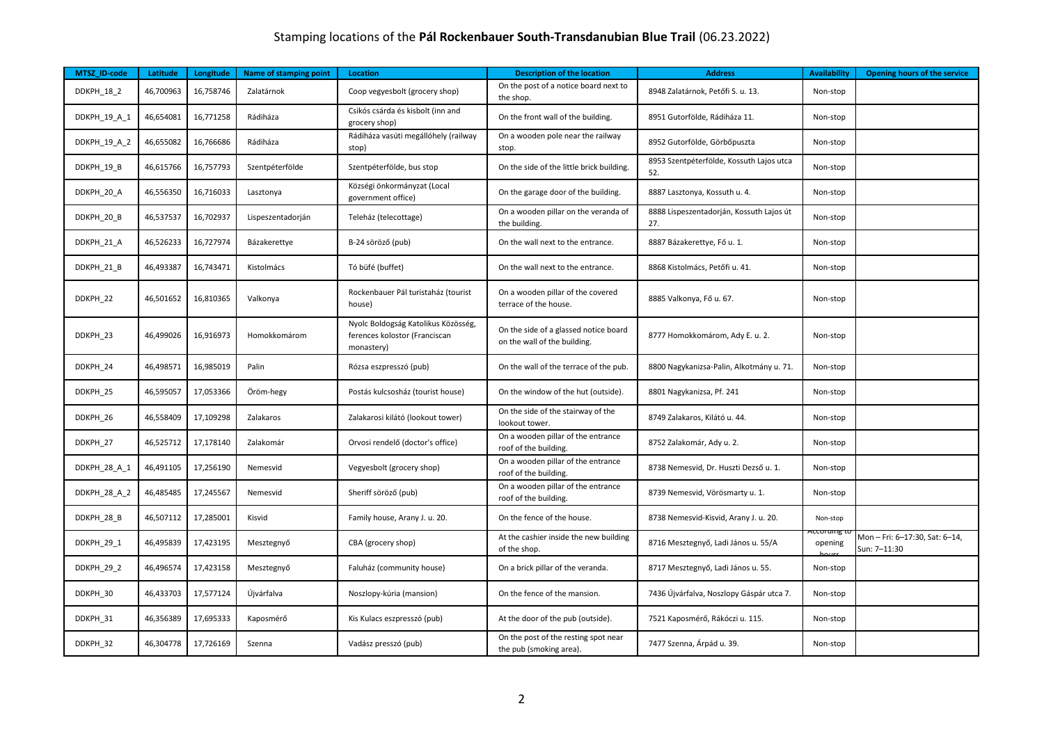Stamping locations of the **Pál Rockenbauer South-Transdanubian Blue Trail** (06.23.2022)

| MTSZ_ID-code | Latitude | Longitude | Name of stamping point | Location | Description of the location | Address | Availability | Opening hours of the service |
|---|---|---|---|---|---|---|---|---|
| DDKPH_18_2 | 46,700963 | 16,758746 | Zalatárnok | Coop vegyesbolt (grocery shop) | On the post of a notice board next to the shop. | 8948 Zalatárnok, Petőfi S. u. 13. | Non-stop | |
| DDKPH_19_A_1 | 46,654081 | 16,771258 | Rádiháza | Csikós csárda és kisbolt (inn and grocery shop) | On the front wall of the building. | 8951 Gutorfölde, Rádiháza 11. | Non-stop | |
| DDKPH_19_A_2 | 46,655082 | 16,766686 | Rádiháza | Rádiháza vasúti megállóhely (railway stop) | On a wooden pole near the railway stop. | 8952 Gutorfölde, Görbőpuszta | Non-stop | |
| DDKPH_19_B | 46,615766 | 16,757793 | Szentpéterfölde | Szentpéterfölde, bus stop | On the side of the little brick building. | 8953 Szentpéterfölde, Kossuth Lajos utca 52. | Non-stop | |
| DDKPH_20_A | 46,556350 | 16,716033 | Lasztonya | Községi önkormányzat (Local government office) | On the garage door of the building. | 8887 Lasztonya, Kossuth u. 4. | Non-stop | |
| DDKPH_20_B | 46,537537 | 16,702937 | Lispeszentadorján | Teleház (telecottage) | On a wooden pillar on the veranda of the building. | 8888 Lispeszentadorján, Kossuth Lajos út 27. | Non-stop | |
| DDKPH_21_A | 46,526233 | 16,727974 | Bázakerettye | B-24 söröző (pub) | On the wall next to the entrance. | 8887 Bázakerettye, Fő u. 1. | Non-stop | |
| DDKPH_21_B | 46,493387 | 16,743471 | Kistolmács | Tó büfé (buffet) | On the wall next to the entrance. | 8868 Kistolmács, Petőfi u. 41. | Non-stop | |
| DDKPH_22 | 46,501652 | 16,810365 | Valkonya | Rockenbauer Pál turistaház (tourist house) | On a wooden pillar of the covered terrace of the house. | 8885 Valkonya, Fő u. 67. | Non-stop | |
| DDKPH_23 | 46,499026 | 16,916973 | Homokkomárom | Nyolc Boldogság Katolikus Közösség, ferences kolostor (Franciscan monastery) | On the side of a glassed notice board on the wall of the building. | 8777 Homokkomárom, Ady E. u. 2. | Non-stop | |
| DDKPH_24 | 46,498571 | 16,985019 | Palin | Rózsa eszpresszó (pub) | On the wall of the terrace of the pub. | 8800 Nagykanizsa-Palin, Alkotmány u. 71. | Non-stop | |
| DDKPH_25 | 46,595057 | 17,053366 | Öröm-hegy | Postás kulcsosház (tourist house) | On the window of the hut (outside). | 8801 Nagykanizsa, Pf. 241 | Non-stop | |
| DDKPH_26 | 46,558409 | 17,109298 | Zalakaros | Zalakarosi kilátó (lookout tower) | On the side of the stairway of the lookout tower. | 8749 Zalakaros, Kilátó u. 44. | Non-stop | |
| DDKPH_27 | 46,525712 | 17,178140 | Zalakomár | Orvosi rendelő (doctor's office) | On a wooden pillar of the entrance roof of the building. | 8752 Zalakomár, Ady u. 2. | Non-stop | |
| DDKPH_28_A_1 | 46,491105 | 17,256190 | Nemesvid | Vegyesbolt (grocery shop) | On a wooden pillar of the entrance roof of the building. | 8738 Nemesvid, Dr. Huszti Dezső u. 1. | Non-stop | |
| DDKPH_28_A_2 | 46,485485 | 17,245567 | Nemesvid | Sheriff söröző (pub) | On a wooden pillar of the entrance roof of the building. | 8739 Nemesvid, Vörösmarty u. 1. | Non-stop | |
| DDKPH_28_B | 46,507112 | 17,285001 | Kisvid | Family house, Arany J. u. 20. | On the fence of the house. | 8738 Nemesvid-Kisvid, Arany J. u. 20. | Non-stop | |
| DDKPH_29_1 | 46,495839 | 17,423195 | Mesztegnyő | CBA (grocery shop) | At the cashier inside the new building of the shop. | 8716 Mesztegnyő, Ladi János u. 55/A | According to opening hours | Mon – Fri: 6–17:30, Sat: 6–14, Sun: 7–11:30 |
| DDKPH_29_2 | 46,496574 | 17,423158 | Mesztegnyő | Faluház (community house) | On a brick pillar of the veranda. | 8717 Mesztegnyő, Ladi János u. 55. | Non-stop | |
| DDKPH_30 | 46,433703 | 17,577124 | Újvárfalva | Noszlopy-kúria (mansion) | On the fence of the mansion. | 7436 Újvárfalva, Noszlopy Gáspár utca 7. | Non-stop | |
| DDKPH_31 | 46,356389 | 17,695333 | Kaposmérő | Kis Kulacs eszpresszó (pub) | At the door of the pub (outside). | 7521 Kaposmérő, Rákóczi u. 115. | Non-stop | |
| DDKPH_32 | 46,304778 | 17,726169 | Szenna | Vadász presszó (pub) | On the post of the resting spot near the pub (smoking area). | 7477 Szenna, Árpád u. 39. | Non-stop | |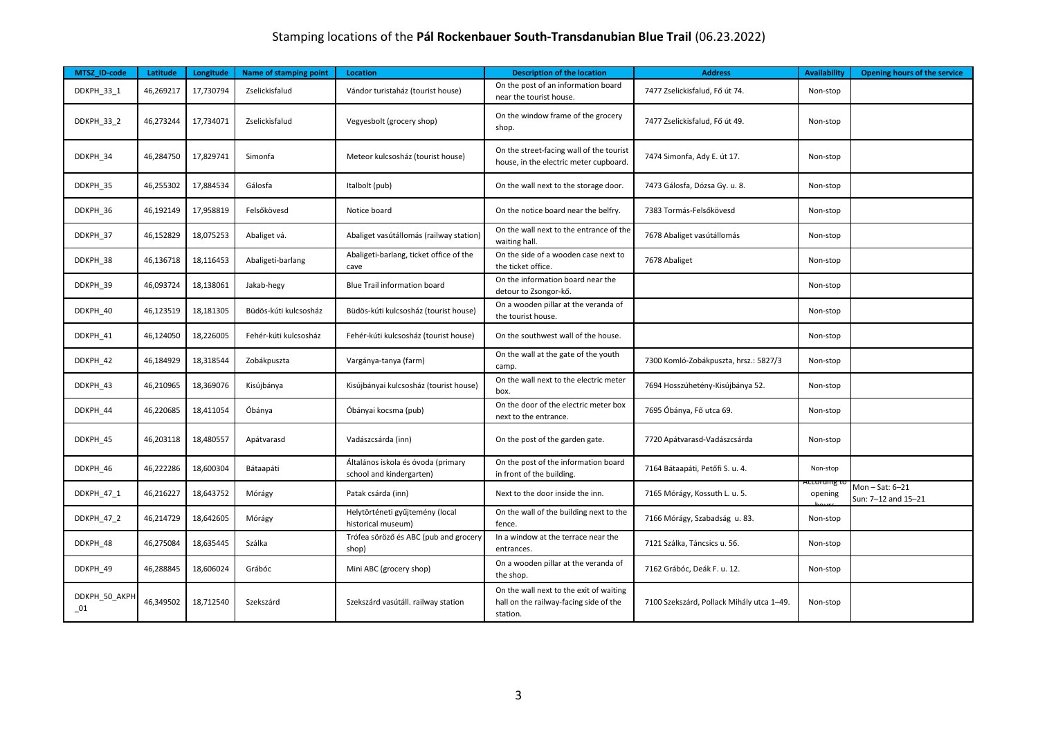Stamping locations of the **Pál Rockenbauer South-Transdanubian Blue Trail** (06.23.2022)

| MTSZ_ID-code | Latitude | Longitude | Name of stamping point | Location | Description of the location | Address | Availability | Opening hours of the service |
|---|---|---|---|---|---|---|---|---|
| DDKPH_33_1 | 46,269217 | 17,730794 | Zselickisfalud | Vándor turistaház (tourist house) | On the post of an information board near the tourist house. | 7477 Zselickisfalud, Fő út 74. | Non-stop | |
| DDKPH_33_2 | 46,273244 | 17,734071 | Zselickisfalud | Vegyesbolt (grocery shop) | On the window frame of the grocery shop. | 7477 Zselickisfalud, Fő út 49. | Non-stop | |
| DDKPH_34 | 46,284750 | 17,829741 | Simonfa | Meteor kulcsosház (tourist house) | On the street-facing wall of the tourist house, in the electric meter cupboard. | 7474 Simonfa, Ady E. út 17. | Non-stop | |
| DDKPH_35 | 46,255302 | 17,884534 | Gálosfa | Italbolt (pub) | On the wall next to the storage door. | 7473 Gálosfa, Dózsa Gy. u. 8. | Non-stop | |
| DDKPH_36 | 46,192149 | 17,958819 | Felsőkövesd | Notice board | On the notice board near the belfry. | 7383 Tormás-Felsőkövesd | Non-stop | |
| DDKPH_37 | 46,152829 | 18,075253 | Abaliget vá. | Abaliget vasútállomás (railway station) | On the wall next to the entrance of the waiting hall. | 7678 Abaliget vasútállomás | Non-stop | |
| DDKPH_38 | 46,136718 | 18,116453 | Abaligeti-barlang | Abaligeti-barlang, ticket office of the cave | On the side of a wooden case next to the ticket office. | 7678 Abaliget | Non-stop | |
| DDKPH_39 | 46,093724 | 18,138061 | Jakab-hegy | Blue Trail information board | On the information board near the detour to Zsongor-kő. | | Non-stop | |
| DDKPH_40 | 46,123519 | 18,181305 | Büdös-kúti kulcsosház | Büdös-kúti kulcsosház (tourist house) | On a wooden pillar at the veranda of the tourist house. | | Non-stop | |
| DDKPH_41 | 46,124050 | 18,226005 | Fehér-kúti kulcsosház | Fehér-kúti kulcsosház (tourist house) | On the southwest wall of the house. | | Non-stop | |
| DDKPH_42 | 46,184929 | 18,318544 | Zobákpuszta | Vargánya-tanya (farm) | On the wall at the gate of the youth camp. | 7300 Komló-Zobákpuszta, hrsz.: 5827/3 | Non-stop | |
| DDKPH_43 | 46,210965 | 18,369076 | Kisújbánya | Kisújbányai kulcsosház (tourist house) | On the wall next to the electric meter box. | 7694 Hosszúhetény-Kisújbánya 52. | Non-stop | |
| DDKPH_44 | 46,220685 | 18,411054 | Óbánya | Óbányai kocsma (pub) | On the door of the electric meter box next to the entrance. | 7695 Óbánya, Fő utca 69. | Non-stop | |
| DDKPH_45 | 46,203118 | 18,480557 | Apátvarasd | Vadászcsárda (inn) | On the post of the garden gate. | 7720 Apátvarasd-Vadászcsárda | Non-stop | |
| DDKPH_46 | 46,222286 | 18,600304 | Bátaapáti | Általános iskola és óvoda (primary school and kindergarten) | On the post of the information board in front of the building. | 7164 Bátaapáti, Petőfi S. u. 4. | Non-stop | |
| DDKPH_47_1 | 46,216227 | 18,643752 | Mórágy | Patak csárda (inn) | Next to the door inside the inn. | 7165 Mórágy, Kossuth L. u. 5. | According to opening hours | Mon – Sat: 6–21<br>Sun: 7–12 and 15–21 |
| DDKPH_47_2 | 46,214729 | 18,642605 | Mórágy | Helytörténeti gyűjtemény (local historical museum) | On the wall of the building next to the fence. | 7166 Mórágy, Szabadság u. 83. | Non-stop | |
| DDKPH_48 | 46,275084 | 18,635445 | Szálka | Trófea söröző és ABC (pub and grocery shop) | In a window at the terrace near the entrances. | 7121 Szálka, Táncsics u. 56. | Non-stop | |
| DDKPH_49 | 46,288845 | 18,606024 | Grábóc | Mini ABC (grocery shop) | On a wooden pillar at the veranda of the shop. | 7162 Grábóc, Deák F. u. 12. | Non-stop | |
| DDKPH_50_AKPH_01 | 46,349502 | 18,712540 | Szekszárd | Szekszárd vasútáll. railway station | On the wall next to the exit of waiting hall on the railway-facing side of the station. | 7100 Szekszárd, Pollack Mihály utca 1–49. | Non-stop | |